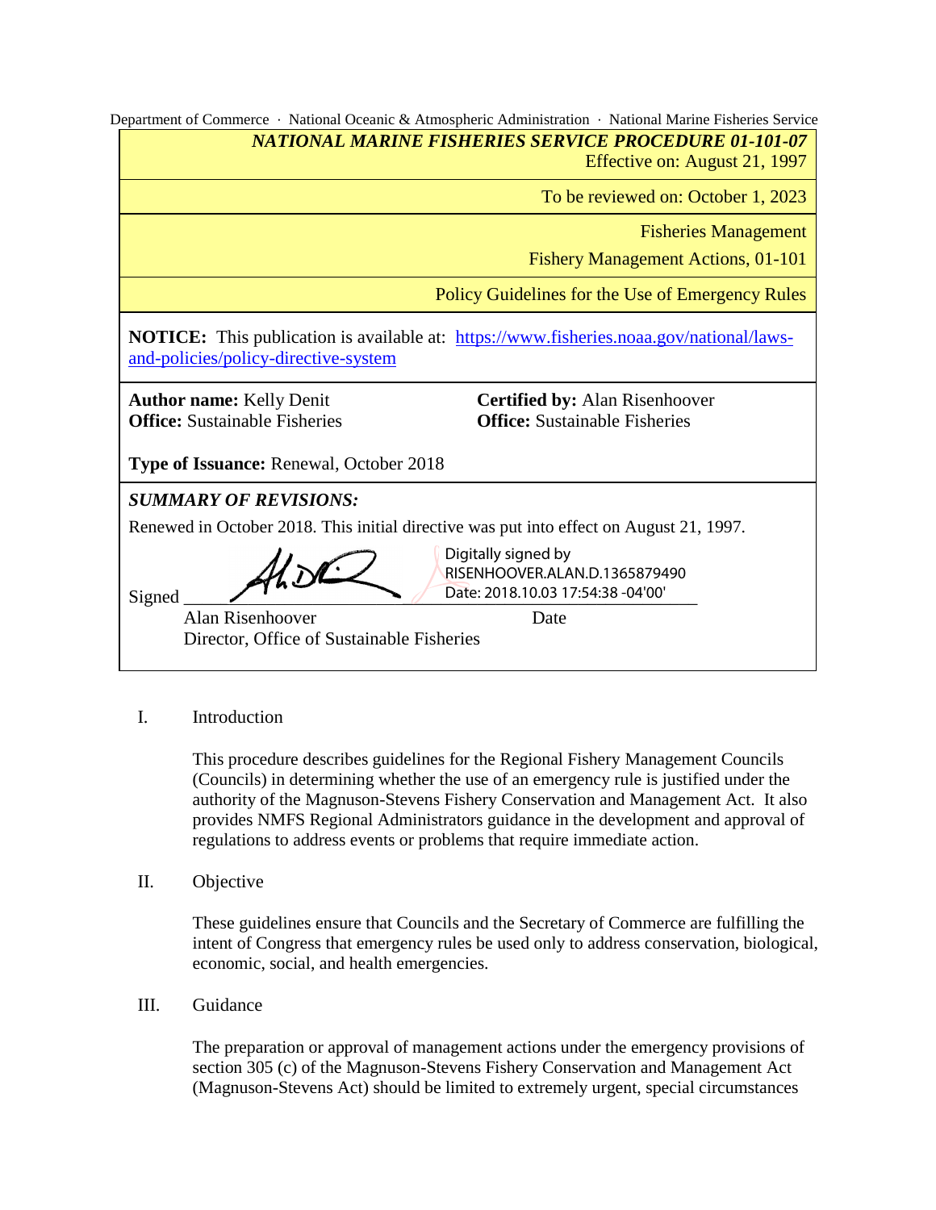Department of Commerce · National Oceanic & Atmospheric Administration · National Marine Fisheries Service

***NATIONAL MARINE FISHERIES SERVICE PROCEDURE 01-101-07***
Effective on: August 21, 1997

To be reviewed on: October 1, 2023

Fisheries Management
Fishery Management Actions, 01-101

Policy Guidelines for the Use of Emergency Rules

**NOTICE:** This publication is available at: https://www.fisheries.noaa.gov/national/laws-and-policies/policy-directive-system

**Author name:** Kelly Denit
**Office:** Sustainable Fisheries

**Certified by:** Alan Risenhoover
**Office:** Sustainable Fisheries

**Type of Issuance:** Renewal, October 2018

***SUMMARY OF REVISIONS:***

Renewed in October 2018. This initial directive was put into effect on August 21, 1997.

Signed ______ Digitally signed by RISENHOOVER.ALAN.D.1365879490 Date: 2018.10.03 17:54:38 -04'00'

Alan Risenhoover — Date
Director, Office of Sustainable Fisheries

## I. Introduction

This procedure describes guidelines for the Regional Fishery Management Councils (Councils) in determining whether the use of an emergency rule is justified under the authority of the Magnuson-Stevens Fishery Conservation and Management Act. It also provides NMFS Regional Administrators guidance in the development and approval of regulations to address events or problems that require immediate action.

## II. Objective

These guidelines ensure that Councils and the Secretary of Commerce are fulfilling the intent of Congress that emergency rules be used only to address conservation, biological, economic, social, and health emergencies.

## III. Guidance

The preparation or approval of management actions under the emergency provisions of section 305 (c) of the Magnuson-Stevens Fishery Conservation and Management Act (Magnuson-Stevens Act) should be limited to extremely urgent, special circumstances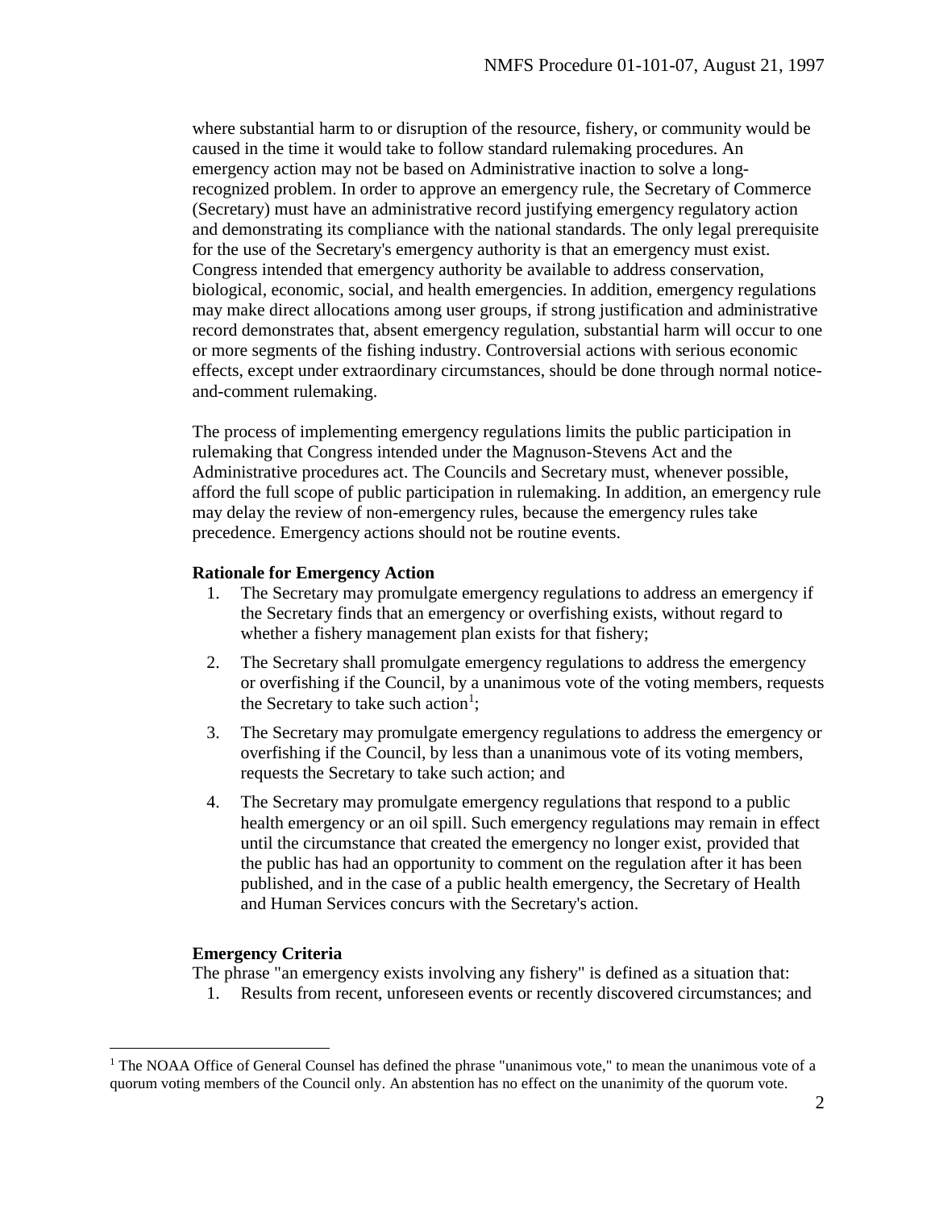where substantial harm to or disruption of the resource, fishery, or community would be caused in the time it would take to follow standard rulemaking procedures. An emergency action may not be based on Administrative inaction to solve a long-recognized problem. In order to approve an emergency rule, the Secretary of Commerce (Secretary) must have an administrative record justifying emergency regulatory action and demonstrating its compliance with the national standards. The only legal prerequisite for the use of the Secretary's emergency authority is that an emergency must exist. Congress intended that emergency authority be available to address conservation, biological, economic, social, and health emergencies. In addition, emergency regulations may make direct allocations among user groups, if strong justification and administrative record demonstrates that, absent emergency regulation, substantial harm will occur to one or more segments of the fishing industry. Controversial actions with serious economic effects, except under extraordinary circumstances, should be done through normal notice-and-comment rulemaking.

The process of implementing emergency regulations limits the public participation in rulemaking that Congress intended under the Magnuson-Stevens Act and the Administrative procedures act. The Councils and Secretary must, whenever possible, afford the full scope of public participation in rulemaking. In addition, an emergency rule may delay the review of non-emergency rules, because the emergency rules take precedence. Emergency actions should not be routine events.

**Rationale for Emergency Action**

1. The Secretary may promulgate emergency regulations to address an emergency if the Secretary finds that an emergency or overfishing exists, without regard to whether a fishery management plan exists for that fishery;
2. The Secretary shall promulgate emergency regulations to address the emergency or overfishing if the Council, by a unanimous vote of the voting members, requests the Secretary to take such action[1];
3. The Secretary may promulgate emergency regulations to address the emergency or overfishing if the Council, by less than a unanimous vote of its voting members, requests the Secretary to take such action; and
4. The Secretary may promulgate emergency regulations that respond to a public health emergency or an oil spill. Such emergency regulations may remain in effect until the circumstance that created the emergency no longer exist, provided that the public has had an opportunity to comment on the regulation after it has been published, and in the case of a public health emergency, the Secretary of Health and Human Services concurs with the Secretary's action.

**Emergency Criteria**

The phrase "an emergency exists involving any fishery" is defined as a situation that:

1. Results from recent, unforeseen events or recently discovered circumstances; and

[1] The NOAA Office of General Counsel has defined the phrase "unanimous vote," to mean the unanimous vote of a quorum voting members of the Council only. An abstention has no effect on the unanimity of the quorum vote.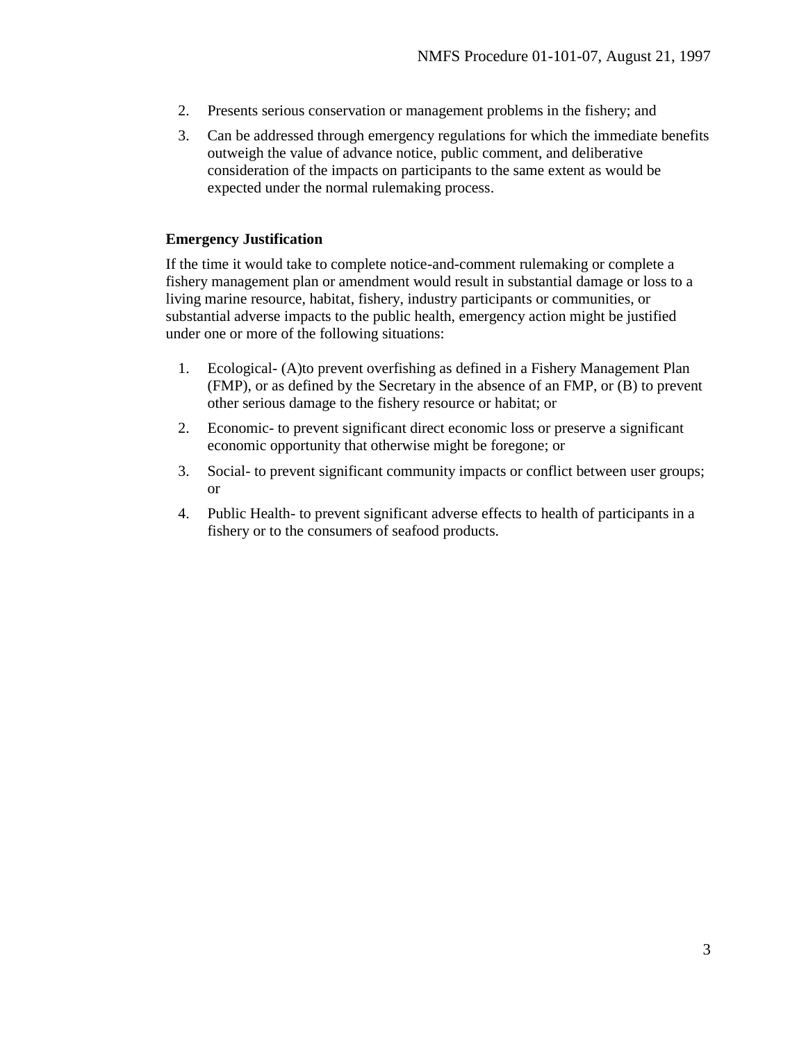2. Presents serious conservation or management problems in the fishery; and
3. Can be addressed through emergency regulations for which the immediate benefits outweigh the value of advance notice, public comment, and deliberative consideration of the impacts on participants to the same extent as would be expected under the normal rulemaking process.

**Emergency Justification**

If the time it would take to complete notice-and-comment rulemaking or complete a fishery management plan or amendment would result in substantial damage or loss to a living marine resource, habitat, fishery, industry participants or communities, or substantial adverse impacts to the public health, emergency action might be justified under one or more of the following situations:

1. Ecological- (A)to prevent overfishing as defined in a Fishery Management Plan (FMP), or as defined by the Secretary in the absence of an FMP, or (B) to prevent other serious damage to the fishery resource or habitat; or
2. Economic- to prevent significant direct economic loss or preserve a significant economic opportunity that otherwise might be foregone; or
3. Social- to prevent significant community impacts or conflict between user groups; or
4. Public Health- to prevent significant adverse effects to health of participants in a fishery or to the consumers of seafood products.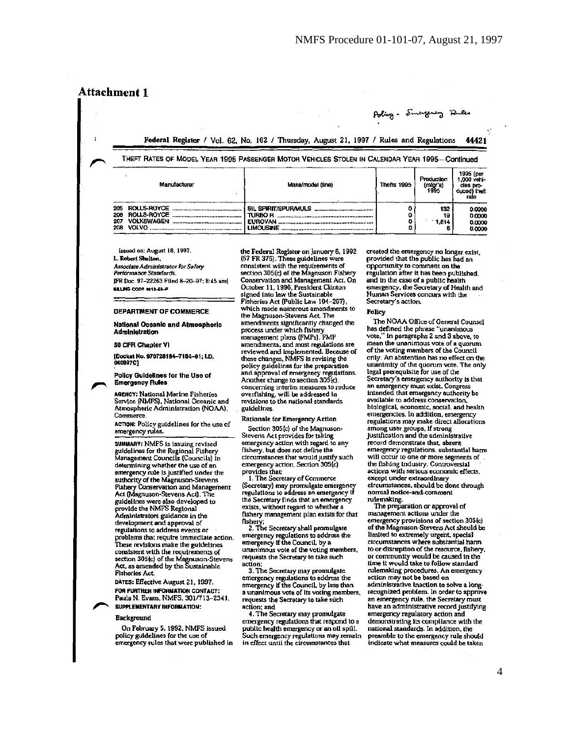# Attachment 1

Policy - Emergency Rules

Federal Register / Vol. 62, No. 162 / Thursday, August 21, 1997 / Rules and Regulations 44421

THEFT RATES OF MODEL YEAR 1995 PASSENGER MOTOR VEHICLES STOLEN IN CALENDAR YEAR 1995—Continued

| Manufacturer | Make/model (line) | Thefts 1995 | Production (mfgr's) 1995 | 1995 (per 1,000 vehicles produced) theft rate |
|---|---|---|---|---|
| 205 ROLLS-ROYCE | SIL SPIRIT/SPUR/MULS | 0 | 132 | 0.0000 |
| 206 ROLLS-ROYCE | TURBO R | 0 | 19 | 0.0000 |
| 207 VOLKSWAGEN | EUROVAN | 0 | 1,814 | 0.0000 |
| 208 VOLVO | LIMOUSINE | 0 | 6 | 0.0000 |

Issued on: August 18, 1997.

L. Robert Shelton,

*Associate Administrator for Safety Performance Standards.*

[FR Doc. 97–22263 Filed 8–20–97; 8:45 am]

BILLING CODE 4910–59–P

---

## DEPARTMENT OF COMMERCE

### National Oceanic and Atmospheric Administration

### 50 CFR Chapter VI

[Docket No. 970728184–7184–01; I.D. 060997C]

### Policy Guidelines for the Use of Emergency Rules

**AGENCY:** National Marine Fisheries Service (NMFS), National Oceanic and Atmospheric Administration (NOAA), Commerce.

**ACTION:** Policy guidelines for the use of emergency rules.

**SUMMARY:** NMFS is issuing revised guidelines for the Regional Fishery Management Councils (Councils) in determining whether the use of an emergency rule is justified under the authority of the Magnuson-Stevens Fishery Conservation and Management Act (Magnuson-Stevens Act). The guidelines were also developed to provide the NMFS Regional Administrators guidance in the development and approval of regulations to address events or problems that require immediate action. These revisions make the guidelines consistent with the requirements of section 305(c) of the Magnuson-Stevens Act, as amended by the Sustainable Fisheries Act.

**DATES:** Effective August 21, 1997.

**FOR FURTHER INFORMATION CONTACT:** Paula N. Evans, NMFS, 301/713–2341.

**SUPPLEMENTARY INFORMATION:**

#### Background

On February 5, 1992, NMFS issued policy guidelines for the use of emergency rules that were published in the Federal Register on January 6, 1992 (57 FR 375). These guidelines were consistent with the requirements of section 305(c) of the Magnuson Fishery Conservation and Management Act. On October 11, 1996, President Clinton signed into law the Sustainable Fisheries Act (Public Law 104–297), which made numerous amendments to the Magnuson-Stevens Act. The amendments significantly changed the process under which fishery management plans (FMPs), FMP amendments, and most regulations are reviewed and implemented. Because of these changes, NMFS is revising the policy guidelines for the preparation and approval of emergency regulations. Another change to section 305(c), concerning interim measures to reduce overfishing, will be addressed in revisions to the national standards guidelines.

#### Rationale for Emergency Action

Section 305(c) of the Magnuson-Stevens Act provides for taking emergency action with regard to any fishery, but does not define the circumstances that would justify such emergency action. Section 305(c) provides that:

1. The Secretary of Commerce (Secretary) may promulgate emergency regulations to address an emergency if the Secretary finds that an emergency exists, without regard to whether a fishery management plan exists for that fishery;
2. The Secretary shall promulgate emergency regulations to address the emergency if the Council, by a unanimous vote of the voting members, requests the Secretary to take such action;
3. The Secretary may promulgate emergency regulations to address the emergency if the Council, by less than a unanimous vote of its voting members, requests the Secretary to take such action; and
4. The Secretary may promulgate emergency regulations that respond to a public health emergency or an oil spill. Such emergency regulations may remain in effect until the circumstances that created the emergency no longer exist, provided that the public has had an opportunity to comment on the regulation after it has been published, and in the case of a public health emergency, the Secretary of Health and Human Services concurs with the Secretary's action.

#### Policy

The NOAA Office of General Counsel has defined the phrase "unanimous vote," in paragraphs 2 and 3 above, to mean the unanimous vote of a quorum of the voting members of the Council only. An abstention has no effect on the unanimity of the quorum vote. The only legal prerequisite for use of the Secretary's emergency authority is that an emergency must exist. Congress intended that emergency authority be available to address conservation, biological, economic, social, and health emergencies. In addition, emergency regulations may make direct allocations among user groups, if strong justification and the administrative record demonstrate that, absent emergency regulations, substantial harm will occur to one or more segments of the fishing industry. Controversial actions with serious economic effects, except under extraordinary circumstances, should be done through normal notice-and-comment rulemaking.

The preparation or approval of management actions under the emergency provisions of section 305(c) of the Magnuson-Stevens Act should be limited to extremely urgent, special circumstances where substantial harm to or disruption of the resource, fishery, or community would be caused in the time it would take to follow standard rulemaking procedures. An emergency action may not be based on administrative inaction to solve a long-recognized problem. In order to approve an emergency rule, the Secretary must have an administrative record justifying emergency regulatory action and demonstrating its compliance with the national standards. In addition, the preamble to the emergency rule should indicate what measures could be taken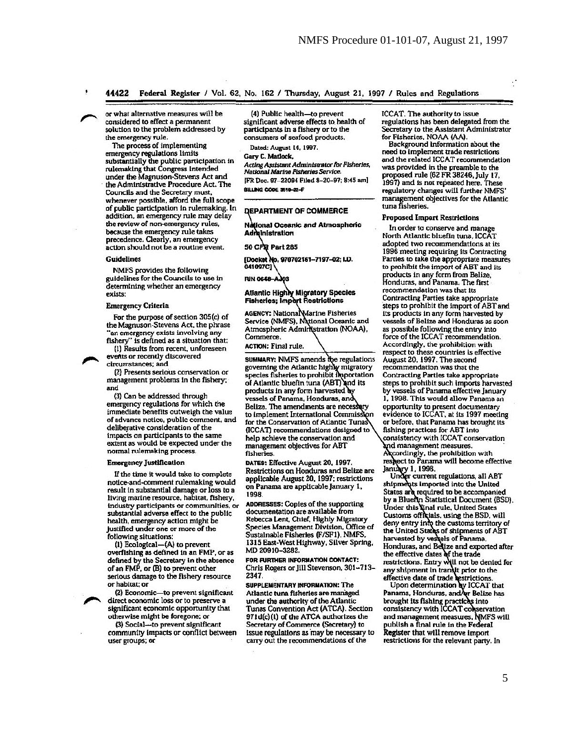or what alternative measures will be considered to effect a permanent solution to the problem addressed by the emergency rule.

The process of implementing emergency regulations limits substantially the public participation in rulemaking that Congress intended under the Magnuson-Stevens Act and the Administrative Procedure Act. The Councils and the Secretary must, whenever possible, afford the full scope of public participation in rulemaking. In addition, an emergency rule may delay the review of non-emergency rules, because the emergency rule takes precedence. Clearly, an emergency action should not be a routine event.

**Guidelines**

NMFS provides the following guidelines for the Councils to use in determining whether an emergency exists:

**Emergency Criteria**

For the purpose of section 305(c) of the Magnuson-Stevens Act, the phrase "an emergency exists involving any fishery" is defined as a situation that:

(1) Results from recent, unforeseen events or recently discovered circumstances; and

(2) Presents serious conservation or management problems in the fishery; and

(3) Can be addressed through emergency regulations for which the immediate benefits outweigh the value of advance notice, public comment, and deliberative consideration of the impacts on participants to the same extent as would be expected under the normal rulemaking process.

**Emergency Justification**

If the time it would take to complete notice-and-comment rulemaking would result in substantial damage or loss to a living marine resource, habitat, fishery, industry participants or communities, or substantial adverse effect to the public health, emergency action might be justified under one or more of the following situations:

(1) Ecological—(A) to prevent overfishing as defined in an FMP, or as defined by the Secretary in the absence of an FMP, or (B) to prevent other serious damage to the fishery resource or habitat; or

(2) Economic—to prevent significant direct economic loss or to preserve a significant economic opportunity that otherwise might be foregone; or

(3) Social—to prevent significant community impacts or conflict between user groups; or

(4) Public health—to prevent significant adverse effects to health of participants in a fishery or to the consumers of seafood products.

Dated: August 14, 1997.

**Gary C. Matlock,**

*Acting Assistant Administrator for Fisheries, National Marine Fisheries Service.*

[FR Doc. 97–22094 Filed 8–20–97; 8:45 am]

BILLING CODE 3510–22–F

---

**DEPARTMENT OF COMMERCE**

**National Oceanic and Atmospheric Administration**

**50 CFR Part 285**

**[Docket No. 970702161–7197–02; I.D. 041097C]**

**RIN 0648–AJ03**

## Atlantic Highly Migratory Species Fisheries; Import Restrictions

**AGENCY:** National Marine Fisheries Service (NMFS), National Oceanic and Atmospheric Administration (NOAA), Commerce.

**ACTION:** Final rule.

**SUMMARY:** NMFS amends the regulations governing the Atlantic highly migratory species fisheries to prohibit importation of Atlantic bluefin tuna (ABT) and its products in any form harvested by vessels of Panama, Honduras, and Belize. The amendments are necessary to implement International Commission for the Conservation of Atlantic Tunas (ICCAT) recommendations designed to help achieve the conservation and management objectives for ABT fisheries.

**DATES:** Effective August 20, 1997. Restrictions on Honduras and Belize are applicable August 20, 1997; restrictions on Panama are applicable January 1, 1998.

**ADDRESSES:** Copies of the supporting documentation are available from Rebecca Lent, Chief, Highly Migratory Species Management Division, Office of Sustainable Fisheries (F/SF1), NMFS, 1315 East-West Highway, Silver Spring, MD 20910–3282.

**FOR FURTHER INFORMATION CONTACT:** Chris Rogers or Jill Stevenson, 301–713–2347.

**SUPPLEMENTARY INFORMATION:** The Atlantic tuna fisheries are managed under the authority of the Atlantic Tunas Convention Act (ATCA). Section 971d(c)(1) of the ATCA authorizes the Secretary of Commerce (Secretary) to issue regulations as may be necessary to carry out the recommendations of the ICCAT. The authority to issue regulations has been delegated from the Secretary to the Assistant Administrator for Fisheries, NOAA (AA).

Background information about the need to implement trade restrictions and the related ICCAT recommendation was provided in the preamble to the proposed rule (62 FR 38246, July 17, 1997) and is not repeated here. These regulatory changes will further NMFS' management objectives for the Atlantic tuna fisheries.

**Proposed Import Restrictions**

In order to conserve and manage North Atlantic bluefin tuna, ICCAT adopted two recommendations at its 1996 meeting requiring its Contracting Parties to take the appropriate measures to prohibit the import of ABT and its products in any form from Belize, Honduras, and Panama. The first recommendation was that its Contracting Parties take appropriate steps to prohibit the import of ABT and its products in any form harvested by vessels of Belize and Honduras as soon as possible following the entry into force of the ICCAT recommendation. Accordingly, the prohibition with respect to these countries is effective August 20, 1997. The second recommendation was that the Contracting Parties take appropriate steps to prohibit such imports harvested by vessels of Panama effective January 1, 1998. This would allow Panama an opportunity to present documentary evidence to ICCAT, at its 1997 meeting or before, that Panama has brought its fishing practices for ABT into consistency with ICCAT conservation and management measures. Accordingly, the prohibition with respect to Panama will become effective January 1, 1998.

Under current regulations, all ABT shipments imported into the United States are required to be accompanied by a Bluefin Statistical Document (BSD). Under this final rule, United States Customs officials, using the BSD, will deny entry into the customs territory of the United States of shipments of ABT harvested by vessels of Panama, Honduras, and Belize and exported after the effective dates of the trade restrictions. Entry will not be denied for any shipment in transit prior to the effective date of trade restrictions.

Upon determination by ICCAT that Panama, Honduras, and/or Belize has brought its fishing practices into consistency with ICCAT conservation and management measures, NMFS will publish a final rule in the Federal Register that will remove import restrictions for the relevant party. In